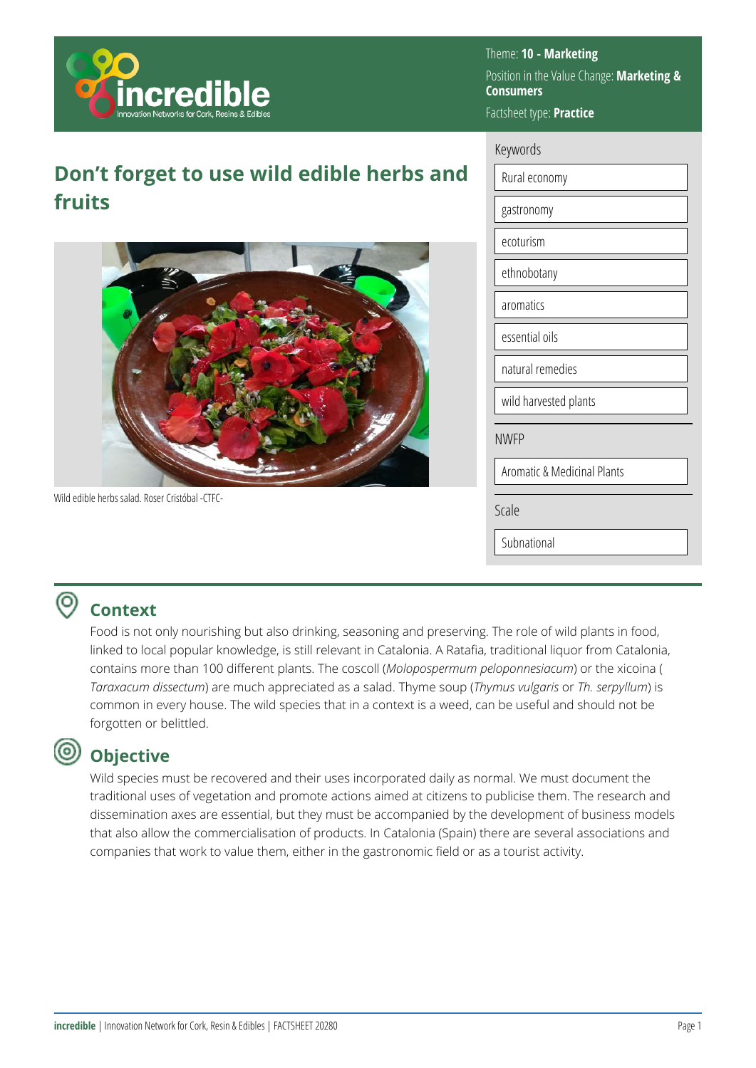Theme: **10 - Marketing**

Position in the Value Change: **Marketing & Consumers**

Factsheet type: **Practice**

# Don't forget to use wild edible herbs and fruits

Wild edible herbs salad. Roser Cristóbal -CTFC-

Keywords

- Rural economy
- gastronomy
- ecoturism
- ethnobotany
- aromatics
- essential oils
- natural remedies
- wild harvested plants

NWFP

- Aromatic & Medicinal Plants

Scale

- Subnational

## Context

Food is not only nourishing but also drinking, seasoning and preserving. The role of wild plants in food, linked to local popular knowledge, is still relevant in Catalonia. A Ratafia, traditional liquor from Catalonia, contains more than 100 different plants. The coscoll (*Molopospermum peloponnesiacum*) or the xicoina ( *Taraxacum dissectum*) are much appreciated as a salad. Thyme soup (*Thymus vulgaris* or *Th. serpyllum*) is common in every house. The wild species that in a context is a weed, can be useful and should not be forgotten or belittled.

## Objective

Wild species must be recovered and their uses incorporated daily as normal. We must document the traditional uses of vegetation and promote actions aimed at citizens to publicise them. The research and dissemination axes are essential, but they must be accompanied by the development of business models that also allow the commercialisation of products. In Catalonia (Spain) there are several associations and companies that work to value them, either in the gastronomic field or as a tourist activity.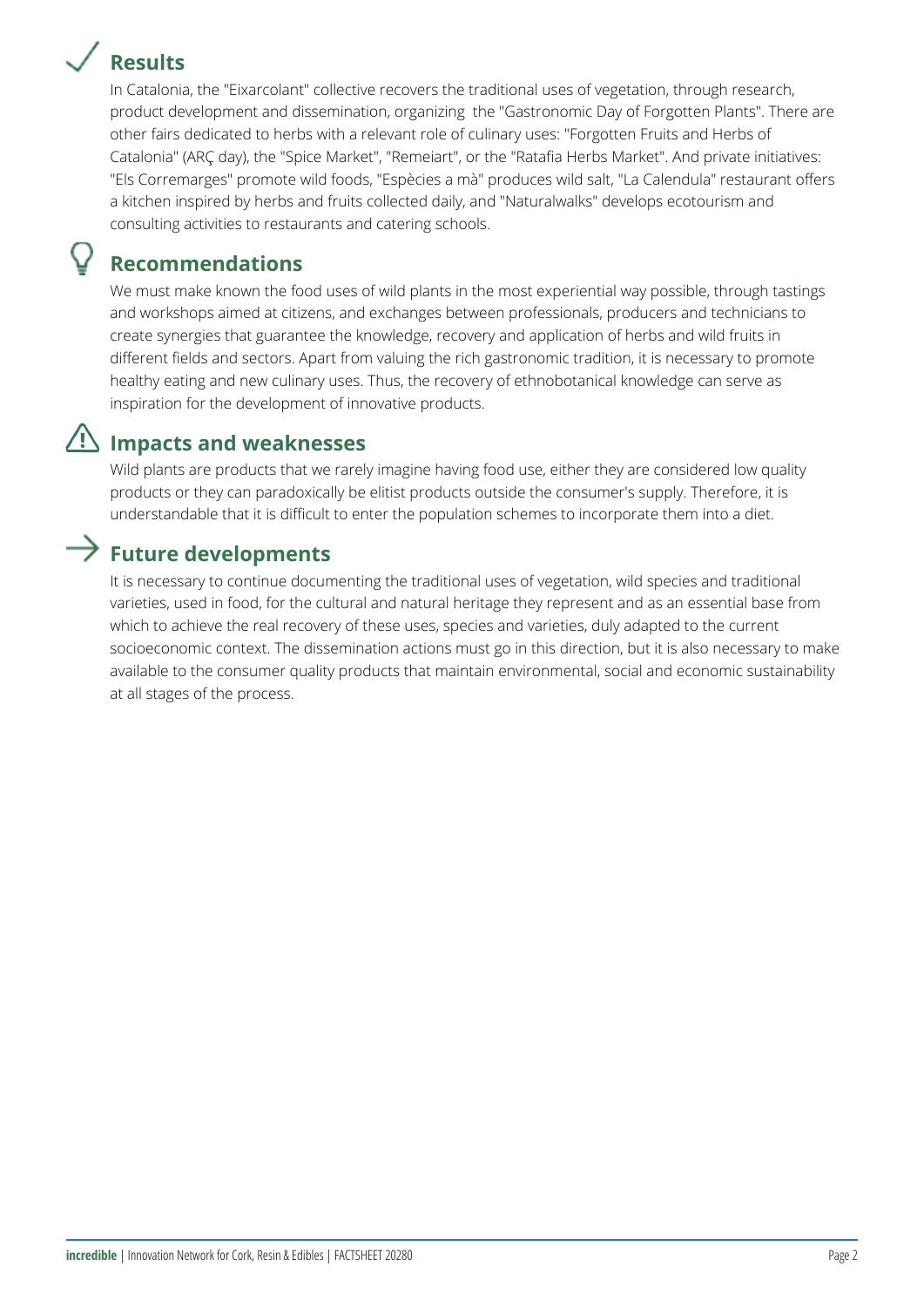## Results

In Catalonia, the "Eixarcolant" collective recovers the traditional uses of vegetation, through research, product development and dissemination, organizing the "Gastronomic Day of Forgotten Plants". There are other fairs dedicated to herbs with a relevant role of culinary uses: "Forgotten Fruits and Herbs of Catalonia" (ARÇ day), the "Spice Market", "Remeiart", or the "Ratafia Herbs Market". And private initiatives: "Els Corremarges" promote wild foods, "Espècies a mà" produces wild salt, "La Calendula" restaurant offers a kitchen inspired by herbs and fruits collected daily, and "Naturalwalks" develops ecotourism and consulting activities to restaurants and catering schools.

## Recommendations

We must make known the food uses of wild plants in the most experiential way possible, through tastings and workshops aimed at citizens, and exchanges between professionals, producers and technicians to create synergies that guarantee the knowledge, recovery and application of herbs and wild fruits in different fields and sectors. Apart from valuing the rich gastronomic tradition, it is necessary to promote healthy eating and new culinary uses. Thus, the recovery of ethnobotanical knowledge can serve as inspiration for the development of innovative products.

## Impacts and weaknesses

Wild plants are products that we rarely imagine having food use, either they are considered low quality products or they can paradoxically be elitist products outside the consumer's supply. Therefore, it is understandable that it is difficult to enter the population schemes to incorporate them into a diet.

## Future developments

It is necessary to continue documenting the traditional uses of vegetation, wild species and traditional varieties, used in food, for the cultural and natural heritage they represent and as an essential base from which to achieve the real recovery of these uses, species and varieties, duly adapted to the current socioeconomic context. The dissemination actions must go in this direction, but it is also necessary to make available to the consumer quality products that maintain environmental, social and economic sustainability at all stages of the process.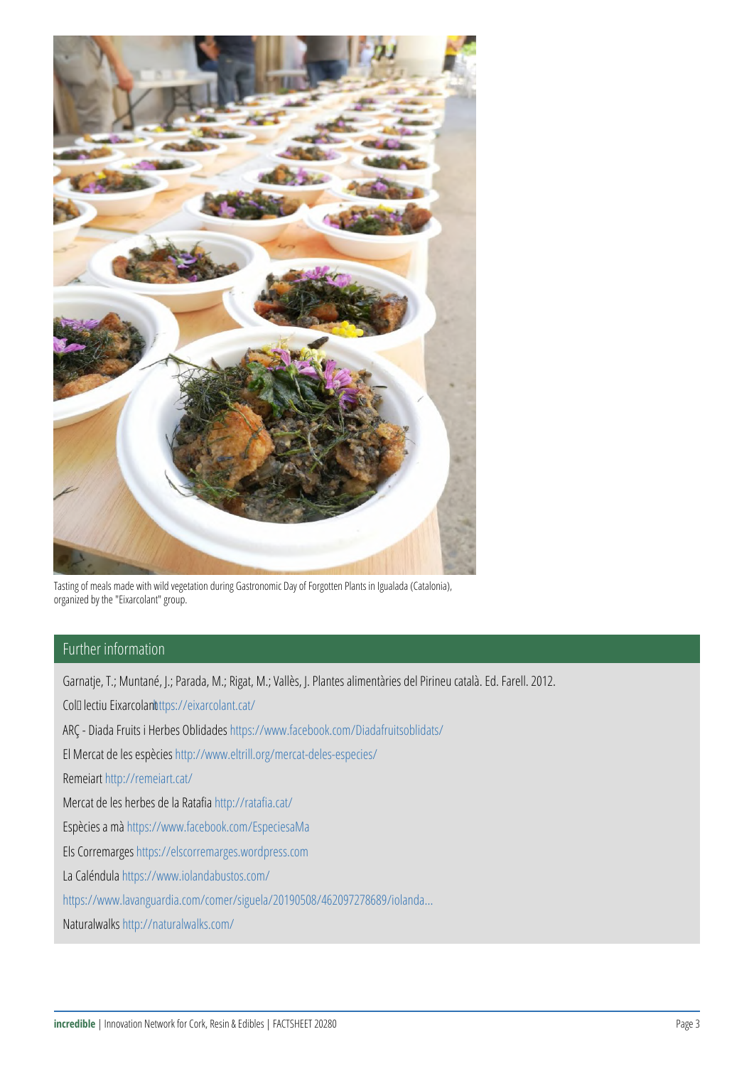Tasting of meals made with wild vegetation during Gastronomic Day of Forgotten Plants in Igualada (Catalonia), organized by the "Eixarcolant" group.

## Further information

Garnatje, T.; Muntané, J.; Parada, M.; Rigat, M.; Vallès, J. Plantes alimentàries del Pirineu català. Ed. Farell. 2012.

Col lectiu Eixarcolant https://eixarcolant.cat/

ARÇ - Diada Fruits i Herbes Oblidades https://www.facebook.com/Diadafruitsoblidats/

El Mercat de les espècies http://www.eltrill.org/mercat-deles-especies/

Remeiart http://remeiart.cat/

Mercat de les herbes de la Ratafia http://ratafia.cat/

Espècies a mà https://www.facebook.com/EspeciesaMa

Els Corremarges https://elscorremarges.wordpress.com

La Caléndula https://www.iolandabustos.com/

https://www.lavanguardia.com/comer/siguela/20190508/462097278689/iolanda...

Naturalwalks http://naturalwalks.com/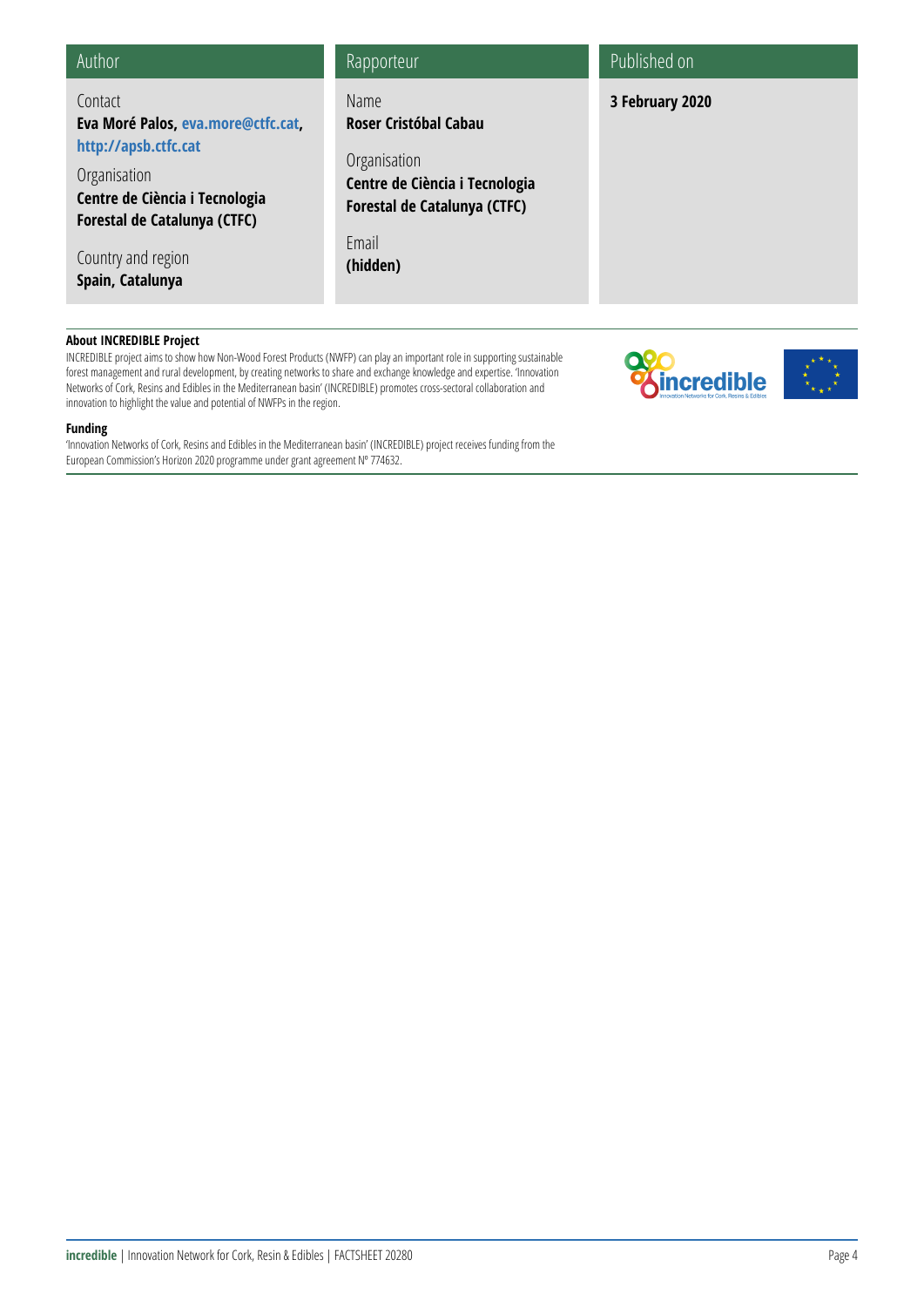## Author

Contact
**Eva Moré Palos, eva.more@ctfc.cat, http://apsb.ctfc.cat**

Organisation
**Centre de Ciència i Tecnologia Forestal de Catalunya (CTFC)**

Country and region
**Spain, Catalunya**

## Rapporteur

Name
**Roser Cristóbal Cabau**

Organisation
**Centre de Ciència i Tecnologia Forestal de Catalunya (CTFC)**

Email
**(hidden)**

## Published on

**3 February 2020**

---

**About INCREDIBLE Project**

INCREDIBLE project aims to show how Non-Wood Forest Products (NWFP) can play an important role in supporting sustainable forest management and rural development, by creating networks to share and exchange knowledge and expertise. 'Innovation Networks of Cork, Resins and Edibles in the Mediterranean basin' (INCREDIBLE) promotes cross-sectoral collaboration and innovation to highlight the value and potential of NWFPs in the region.

**Funding**

'Innovation Networks of Cork, Resins and Edibles in the Mediterranean basin' (INCREDIBLE) project receives funding from the European Commission's Horizon 2020 programme under grant agreement Nº 774632.